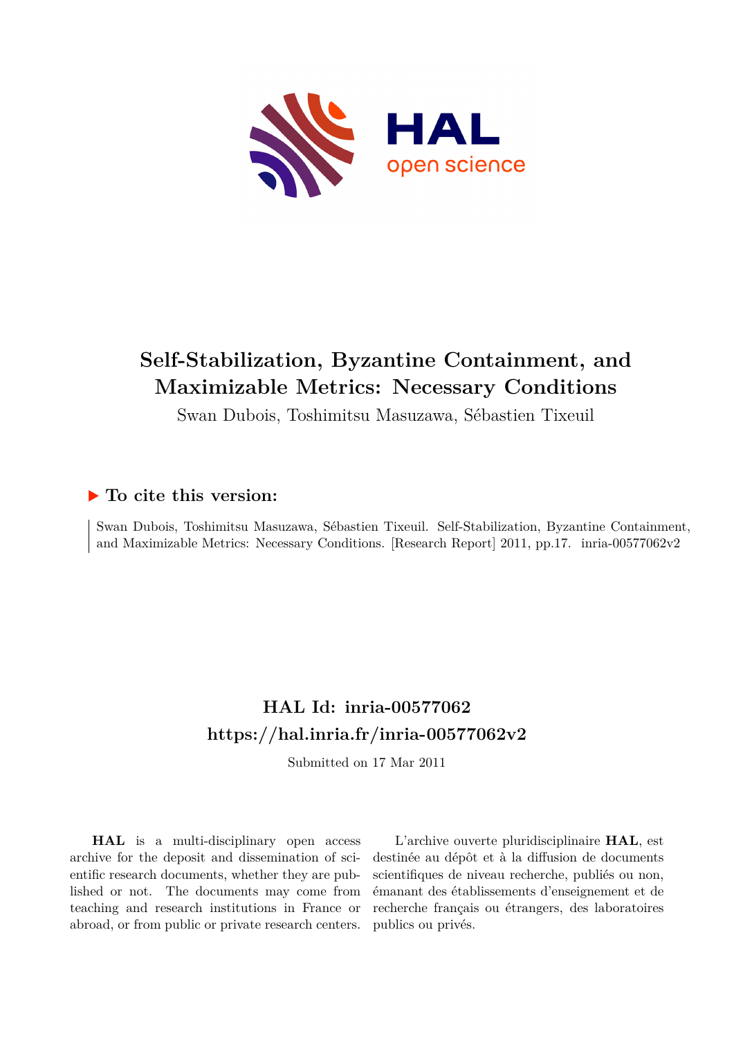# Self-Stabilization, Byzantine Containment, and Maximizable Metrics: Necessary Conditions

Swan Dubois, Toshimitsu Masuzawa, Sébastien Tixeuil

## ▶ To cite this version:

Swan Dubois, Toshimitsu Masuzawa, Sébastien Tixeuil. Self-Stabilization, Byzantine Containment, and Maximizable Metrics: Necessary Conditions. [Research Report] 2011, pp.17. inria-00577062v2

## HAL Id: inria-00577062

## https://hal.inria.fr/inria-00577062v2

Submitted on 17 Mar 2011

**HAL** is a multi-disciplinary open access archive for the deposit and dissemination of scientific research documents, whether they are published or not. The documents may come from teaching and research institutions in France or abroad, or from public or private research centers.

L'archive ouverte pluridisciplinaire **HAL**, est destinée au dépôt et à la diffusion de documents scientifiques de niveau recherche, publiés ou non, émanant des établissements d'enseignement et de recherche français ou étrangers, des laboratoires publics ou privés.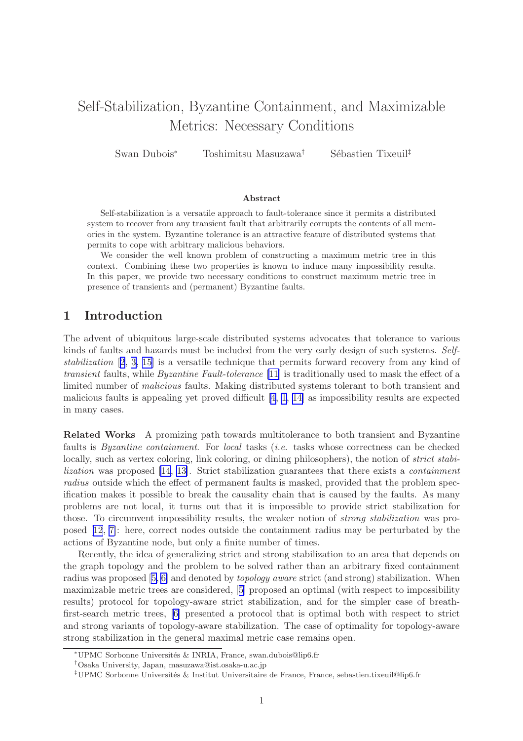# Self-Stabilization, Byzantine Containment, and Maximizable Metrics: Necessary Conditions

Swan Dubois[*] Toshimitsu Masuzawa[†] Sébastien Tixeuil[‡]

### Abstract

Self-stabilization is a versatile approach to fault-tolerance since it permits a distributed system to recover from any transient fault that arbitrarily corrupts the contents of all memories in the system. Byzantine tolerance is an attractive feature of distributed systems that permits to cope with arbitrary malicious behaviors.

We consider the well known problem of constructing a maximum metric tree in this context. Combining these two properties is known to induce many impossibility results. In this paper, we provide two necessary conditions to construct maximum metric tree in presence of transients and (permanent) Byzantine faults.

## 1 Introduction

The advent of ubiquitous large-scale distributed systems advocates that tolerance to various kinds of faults and hazards must be included from the very early design of such systems. *Self-stabilization* [2, 3, 15] is a versatile technique that permits forward recovery from any kind of *transient* faults, while *Byzantine Fault-tolerance* [11] is traditionally used to mask the effect of a limited number of *malicious* faults. Making distributed systems tolerant to both transient and malicious faults is appealing yet proved difficult [4, 1, 14] as impossibility results are expected in many cases.

**Related Works** A promizing path towards multitolerance to both transient and Byzantine faults is *Byzantine containment*. For *local* tasks (*i.e.* tasks whose correctness can be checked locally, such as vertex coloring, link coloring, or dining philosophers), the notion of *strict stabilization* was proposed [14, 13]. Strict stabilization guarantees that there exists a *containment radius* outside which the effect of permanent faults is masked, provided that the problem specification makes it possible to break the causality chain that is caused by the faults. As many problems are not local, it turns out that it is impossible to provide strict stabilization for those. To circumvent impossibility results, the weaker notion of *strong stabilization* was proposed [12, 7]: here, correct nodes outside the containment radius may be perturbated by the actions of Byzantine node, but only a finite number of times.

Recently, the idea of generalizing strict and strong stabilization to an area that depends on the graph topology and the problem to be solved rather than an arbitrary fixed containment radius was proposed [5, 6] and denoted by *topology aware* strict (and strong) stabilization. When maximizable metric trees are considered, [5] proposed an optimal (with respect to impossibility results) protocol for topology-aware strict stabilization, and for the simpler case of breath-first-search metric trees, [6] presented a protocol that is optimal both with respect to strict and strong variants of topology-aware stabilization. The case of optimality for topology-aware strong stabilization in the general maximal metric case remains open.

[*] UPMC Sorbonne Universités & INRIA, France, swan.dubois@lip6.fr

[†] Osaka University, Japan, masuzawa@ist.osaka-u.ac.jp

[‡] UPMC Sorbonne Universités & Institut Universitaire de France, France, sebastien.tixeuil@lip6.fr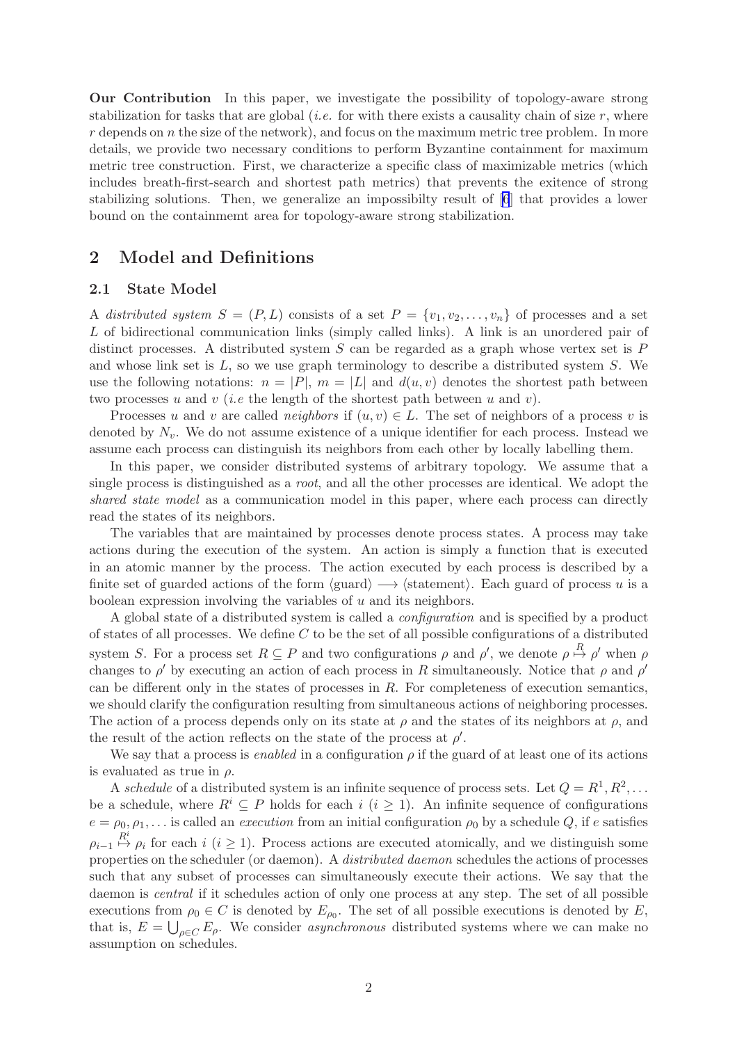**Our Contribution** In this paper, we investigate the possibility of topology-aware strong stabilization for tasks that are global (*i.e.* for with there exists a causality chain of size $r$, where $r$ depends on $n$ the size of the network), and focus on the maximum metric tree problem. In more details, we provide two necessary conditions to perform Byzantine containment for maximum metric tree construction. First, we characterize a specific class of maximizable metrics (which includes breath-first-search and shortest path metrics) that prevents the exitence of strong stabilizing solutions. Then, we generalize an impossibilty result of [6] that provides a lower bound on the containmemt area for topology-aware strong stabilization.

## 2 Model and Definitions

### 2.1 State Model

A *distributed system* $S = (P, L)$ consists of a set $P = \{v_1, v_2, \ldots, v_n\}$ of processes and a set $L$ of bidirectional communication links (simply called links). A link is an unordered pair of distinct processes. A distributed system $S$ can be regarded as a graph whose vertex set is $P$ and whose link set is $L$, so we use graph terminology to describe a distributed system $S$. We use the following notations: $n = |P|$, $m = |L|$ and $d(u, v)$ denotes the shortest path between two processes $u$ and $v$ (*i.e* the length of the shortest path between $u$ and $v$).

Processes $u$ and $v$ are called *neighbors* if $(u, v) \in L$. The set of neighbors of a process $v$ is denoted by $N_v$. We do not assume existence of a unique identifier for each process. Instead we assume each process can distinguish its neighbors from each other by locally labelling them.

In this paper, we consider distributed systems of arbitrary topology. We assume that a single process is distinguished as a *root*, and all the other processes are identical. We adopt the *shared state model* as a communication model in this paper, where each process can directly read the states of its neighbors.

The variables that are maintained by processes denote process states. A process may take actions during the execution of the system. An action is simply a function that is executed in an atomic manner by the process. The action executed by each process is described by a finite set of guarded actions of the form $\langle\text{guard}\rangle \longrightarrow \langle\text{statement}\rangle$. Each guard of process $u$ is a boolean expression involving the variables of $u$ and its neighbors.

A global state of a distributed system is called a *configuration* and is specified by a product of states of all processes. We define $C$ to be the set of all possible configurations of a distributed system $S$. For a process set $R \subseteq P$ and two configurations $\rho$ and $\rho'$, we denote $\rho \overset{R}{\mapsto} \rho'$ when $\rho$ changes to $\rho'$ by executing an action of each process in $R$ simultaneously. Notice that $\rho$ and $\rho'$ can be different only in the states of processes in $R$. For completeness of execution semantics, we should clarify the configuration resulting from simultaneous actions of neighboring processes. The action of a process depends only on its state at $\rho$ and the states of its neighbors at $\rho$, and the result of the action reflects on the state of the process at $\rho'$.

We say that a process is *enabled* in a configuration $\rho$ if the guard of at least one of its actions is evaluated as true in $\rho$.

A *schedule* of a distributed system is an infinite sequence of process sets. Let $Q = R^1, R^2, \ldots$ be a schedule, where $R^i \subseteq P$ holds for each $i$ ($i \geq 1$). An infinite sequence of configurations $e = \rho_0, \rho_1, \ldots$ is called an *execution* from an initial configuration $\rho_0$ by a schedule $Q$, if $e$ satisfies $\rho_{i-1} \overset{R^i}{\mapsto} \rho_i$ for each $i$ ($i \geq 1$). Process actions are executed atomically, and we distinguish some properties on the scheduler (or daemon). A *distributed daemon* schedules the actions of processes such that any subset of processes can simultaneously execute their actions. We say that the daemon is *central* if it schedules action of only one process at any step. The set of all possible executions from $\rho_0 \in C$ is denoted by $E_{\rho_0}$. The set of all possible executions is denoted by $E$, that is, $E = \bigcup_{\rho \in C} E_\rho$. We consider *asynchronous* distributed systems where we can make no assumption on schedules.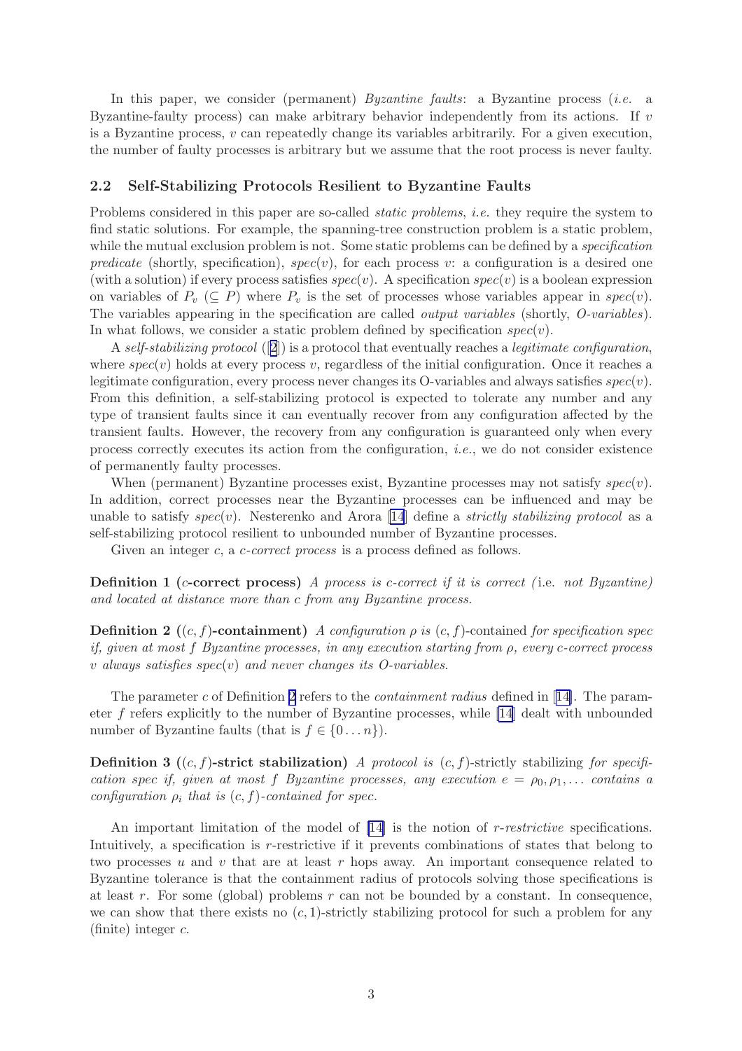In this paper, we consider (permanent) *Byzantine faults*: a Byzantine process (*i.e.* a Byzantine-faulty process) can make arbitrary behavior independently from its actions. If $v$ is a Byzantine process, $v$ can repeatedly change its variables arbitrarily. For a given execution, the number of faulty processes is arbitrary but we assume that the root process is never faulty.

### 2.2 Self-Stabilizing Protocols Resilient to Byzantine Faults

Problems considered in this paper are so-called *static problems*, *i.e.* they require the system to find static solutions. For example, the spanning-tree construction problem is a static problem, while the mutual exclusion problem is not. Some static problems can be defined by a *specification predicate* (shortly, specification), $spec(v)$, for each process $v$: a configuration is a desired one (with a solution) if every process satisfies $spec(v)$. A specification $spec(v)$ is a boolean expression on variables of $P_v$ ($\subseteq P$) where $P_v$ is the set of processes whose variables appear in $spec(v)$. The variables appearing in the specification are called *output variables* (shortly, *O-variables*). In what follows, we consider a static problem defined by specification $spec(v)$.

A *self-stabilizing protocol* ([2]) is a protocol that eventually reaches a *legitimate configuration*, where $spec(v)$ holds at every process $v$, regardless of the initial configuration. Once it reaches a legitimate configuration, every process never changes its O-variables and always satisfies $spec(v)$. From this definition, a self-stabilizing protocol is expected to tolerate any number and any type of transient faults since it can eventually recover from any configuration affected by the transient faults. However, the recovery from any configuration is guaranteed only when every process correctly executes its action from the configuration, *i.e.*, we do not consider existence of permanently faulty processes.

When (permanent) Byzantine processes exist, Byzantine processes may not satisfy $spec(v)$. In addition, correct processes near the Byzantine processes can be influenced and may be unable to satisfy $spec(v)$. Nesterenko and Arora [14] define a *strictly stabilizing protocol* as a self-stabilizing protocol resilient to unbounded number of Byzantine processes.

Given an integer $c$, a *c-correct process* is a process defined as follows.

**Definition 1 ($c$-correct process)** *A process is $c$-correct if it is correct (*i.e.* not Byzantine) and located at distance more than $c$ from any Byzantine process.*

**Definition 2 ($(c, f)$-containment)** *A configuration $\rho$ is $(c, f)$-contained for specification spec if, given at most $f$ Byzantine processes, in any execution starting from $\rho$, every $c$-correct process $v$ always satisfies $spec(v)$ and never changes its O-variables.*

The parameter $c$ of Definition 2 refers to the *containment radius* defined in [14]. The parameter $f$ refers explicitly to the number of Byzantine processes, while [14] dealt with unbounded number of Byzantine faults (that is $f \in \{0 \dots n\}$).

**Definition 3 ($(c, f)$-strict stabilization)** *A protocol is $(c, f)$-strictly stabilizing for specification spec if, given at most $f$ Byzantine processes, any execution $e = \rho_0, \rho_1, \dots$ contains a configuration $\rho_i$ that is $(c, f)$-contained for spec.*

An important limitation of the model of [14] is the notion of *r-restrictive* specifications. Intuitively, a specification is $r$-restrictive if it prevents combinations of states that belong to two processes $u$ and $v$ that are at least $r$ hops away. An important consequence related to Byzantine tolerance is that the containment radius of protocols solving those specifications is at least $r$. For some (global) problems $r$ can not be bounded by a constant. In consequence, we can show that there exists no $(c, 1)$-strictly stabilizing protocol for such a problem for any (finite) integer $c$.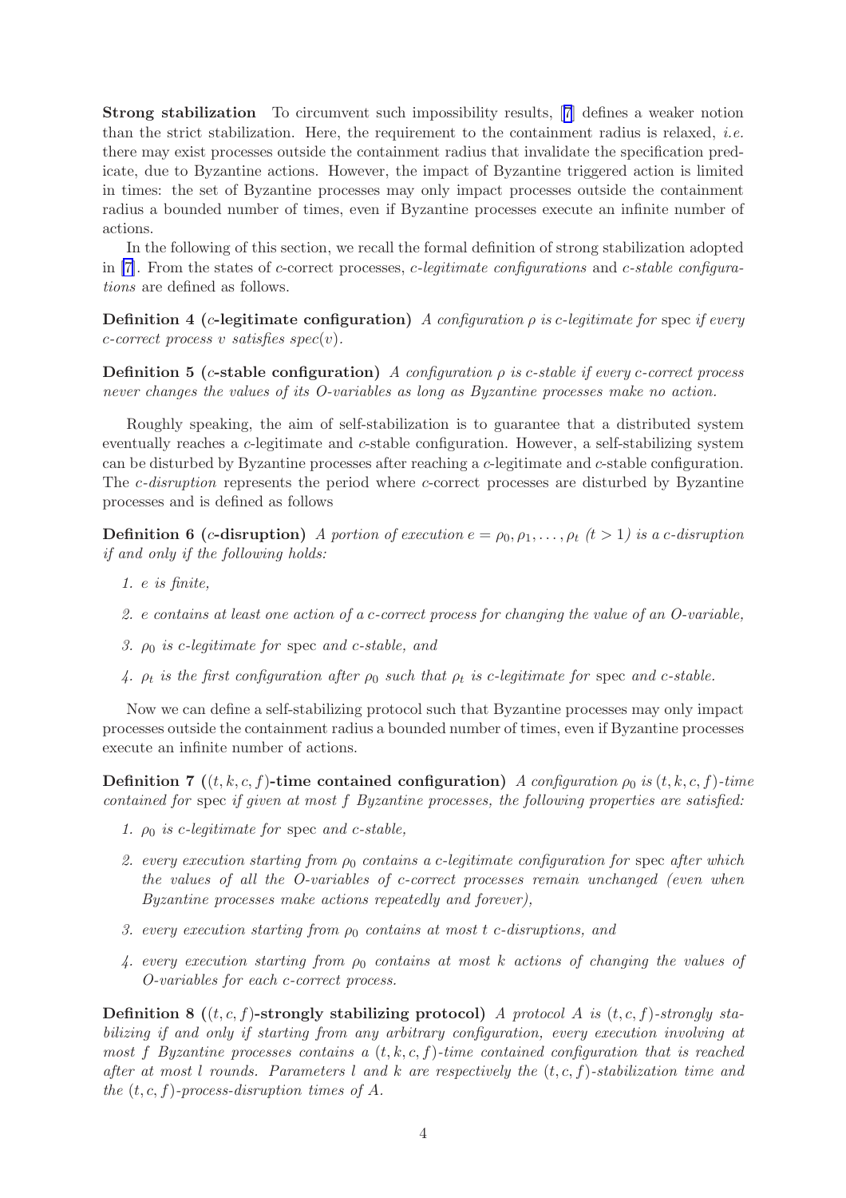**Strong stabilization** To circumvent such impossibility results, [7] defines a weaker notion than the strict stabilization. Here, the requirement to the containment radius is relaxed, *i.e.* there may exist processes outside the containment radius that invalidate the specification predicate, due to Byzantine actions. However, the impact of Byzantine triggered action is limited in times: the set of Byzantine processes may only impact processes outside the containment radius a bounded number of times, even if Byzantine processes execute an infinite number of actions.

In the following of this section, we recall the formal definition of strong stabilization adopted in [7]. From the states of $c$-correct processes, *$c$-legitimate configurations* and *$c$-stable configurations* are defined as follows.

**Definition 4 ($c$-legitimate configuration)** *A configuration $\rho$ is $c$-legitimate for* spec *if every $c$-correct process $v$ satisfies $spec(v)$.*

**Definition 5 ($c$-stable configuration)** *A configuration $\rho$ is $c$-stable if every $c$-correct process never changes the values of its O-variables as long as Byzantine processes make no action.*

Roughly speaking, the aim of self-stabilization is to guarantee that a distributed system eventually reaches a $c$-legitimate and $c$-stable configuration. However, a self-stabilizing system can be disturbed by Byzantine processes after reaching a $c$-legitimate and $c$-stable configuration. The *$c$-disruption* represents the period where $c$-correct processes are disturbed by Byzantine processes and is defined as follows

**Definition 6 ($c$-disruption)** *A portion of execution $e = \rho_0, \rho_1, \ldots, \rho_t$ ($t > 1$) is a $c$-disruption if and only if the following holds:*

1. *$e$ is finite,*
2. *$e$ contains at least one action of a $c$-correct process for changing the value of an O-variable,*
3. *$\rho_0$ is $c$-legitimate for* spec *and $c$-stable, and*
4. *$\rho_t$ is the first configuration after $\rho_0$ such that $\rho_t$ is $c$-legitimate for* spec *and $c$-stable.*

Now we can define a self-stabilizing protocol such that Byzantine processes may only impact processes outside the containment radius a bounded number of times, even if Byzantine processes execute an infinite number of actions.

**Definition 7 ($(t, k, c, f)$-time contained configuration)** *A configuration $\rho_0$ is $(t, k, c, f)$-time contained for* spec *if given at most $f$ Byzantine processes, the following properties are satisfied:*

1. *$\rho_0$ is $c$-legitimate for* spec *and $c$-stable,*
2. *every execution starting from $\rho_0$ contains a $c$-legitimate configuration for* spec *after which the values of all the O-variables of $c$-correct processes remain unchanged (even when Byzantine processes make actions repeatedly and forever),*
3. *every execution starting from $\rho_0$ contains at most $t$ $c$-disruptions, and*
4. *every execution starting from $\rho_0$ contains at most $k$ actions of changing the values of O-variables for each $c$-correct process.*

**Definition 8 ($(t, c, f)$-strongly stabilizing protocol)** *A protocol $A$ is $(t, c, f)$-strongly stabilizing if and only if starting from any arbitrary configuration, every execution involving at most $f$ Byzantine processes contains a $(t, k, c, f)$-time contained configuration that is reached after at most $l$ rounds. Parameters $l$ and $k$ are respectively the $(t, c, f)$-stabilization time and the $(t, c, f)$-process-disruption times of $A$.*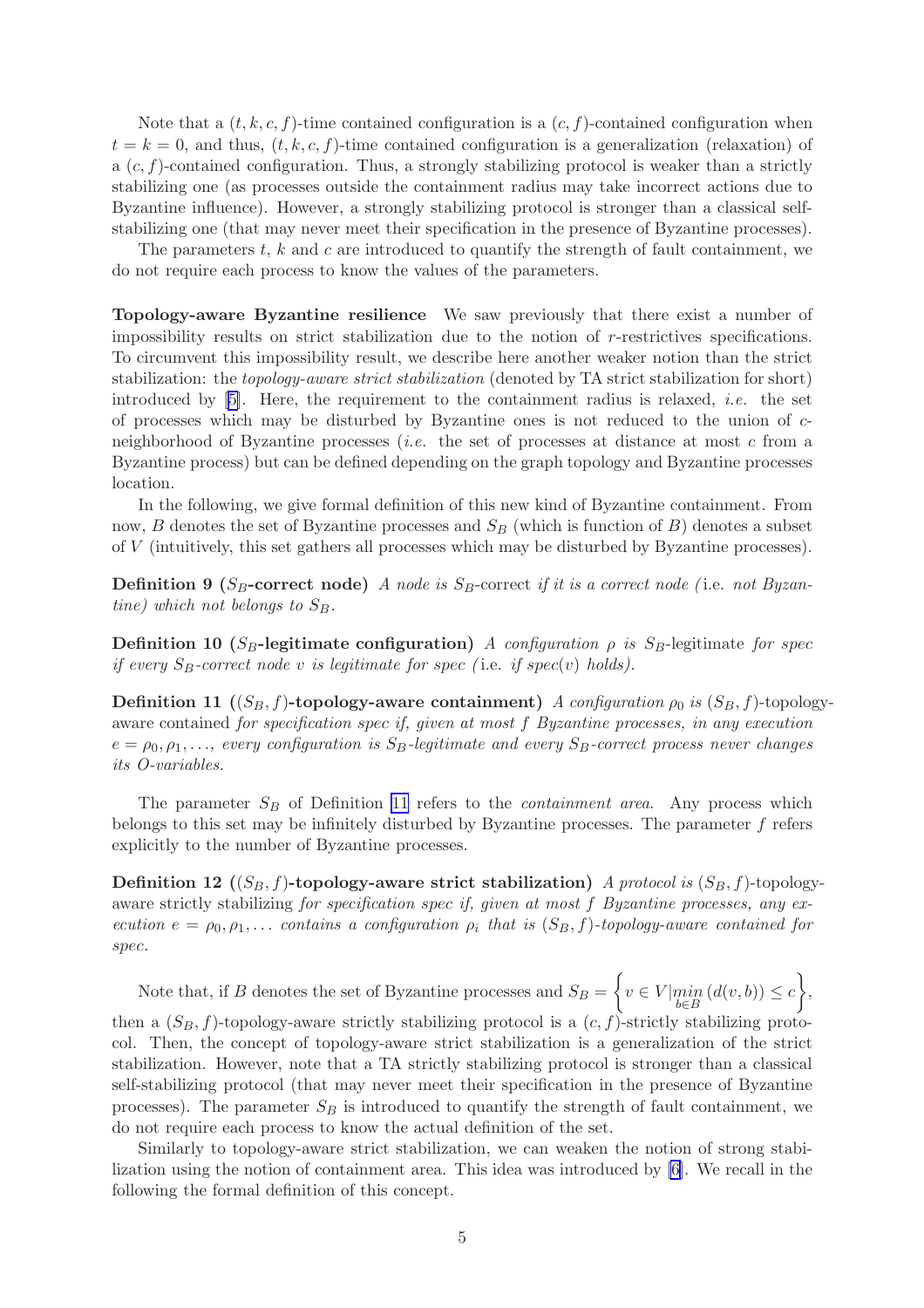Note that a $(t, k, c, f)$-time contained configuration is a $(c, f)$-contained configuration when $t = k = 0$, and thus, $(t, k, c, f)$-time contained configuration is a generalization (relaxation) of a $(c, f)$-contained configuration. Thus, a strongly stabilizing protocol is weaker than a strictly stabilizing one (as processes outside the containment radius may take incorrect actions due to Byzantine influence). However, a strongly stabilizing protocol is stronger than a classical self-stabilizing one (that may never meet their specification in the presence of Byzantine processes).

The parameters $t$, $k$ and $c$ are introduced to quantify the strength of fault containment, we do not require each process to know the values of the parameters.

**Topology-aware Byzantine resilience** We saw previously that there exist a number of impossibility results on strict stabilization due to the notion of $r$-restrictives specifications. To circumvent this impossibility result, we describe here another weaker notion than the strict stabilization: the *topology-aware strict stabilization* (denoted by TA strict stabilization for short) introduced by [5]. Here, the requirement to the containment radius is relaxed, *i.e.* the set of processes which may be disturbed by Byzantine ones is not reduced to the union of $c$-neighborhood of Byzantine processes (*i.e.* the set of processes at distance at most $c$ from a Byzantine process) but can be defined depending on the graph topology and Byzantine processes location.

In the following, we give formal definition of this new kind of Byzantine containment. From now, $B$ denotes the set of Byzantine processes and $S_B$ (which is function of $B$) denotes a subset of $V$ (intuitively, this set gathers all processes which may be disturbed by Byzantine processes).

**Definition 9 ($S_B$-correct node)** *A node is* $S_B$-correct *if it is a correct node (*i.e. *not Byzantine) which not belongs to* $S_B$.

**Definition 10 ($S_B$-legitimate configuration)** *A configuration* $\rho$ *is* $S_B$-legitimate *for spec if every* $S_B$*-correct node* $v$ *is legitimate for spec (*i.e. *if spec*$(v)$ *holds).*

**Definition 11 ($(S_B, f)$-topology-aware containment)** *A configuration* $\rho_0$ *is* $(S_B, f)$-topology-aware contained *for specification spec if, given at most* $f$ *Byzantine processes, in any execution* $e = \rho_0, \rho_1, \ldots$*, every configuration is* $S_B$*-legitimate and every* $S_B$*-correct process never changes its O-variables.*

The parameter $S_B$ of Definition 11 refers to the *containment area*. Any process which belongs to this set may be infinitely disturbed by Byzantine processes. The parameter $f$ refers explicitly to the number of Byzantine processes.

**Definition 12 ($(S_B, f)$-topology-aware strict stabilization)** *A protocol is* $(S_B, f)$-topology-aware strictly stabilizing *for specification spec if, given at most* $f$ *Byzantine processes, any execution* $e = \rho_0, \rho_1, \ldots$ *contains a configuration* $\rho_i$ *that is* $(S_B, f)$*-topology-aware contained for spec.*

Note that, if $B$ denotes the set of Byzantine processes and $S_B = \left\{ v \in V \middle| \min_{b \in B} \left( d(v, b) \right) \leq c \right\}$, then a $(S_B, f)$-topology-aware strictly stabilizing protocol is a $(c, f)$-strictly stabilizing protocol. Then, the concept of topology-aware strict stabilization is a generalization of the strict stabilization. However, note that a TA strictly stabilizing protocol is stronger than a classical self-stabilizing protocol (that may never meet their specification in the presence of Byzantine processes). The parameter $S_B$ is introduced to quantify the strength of fault containment, we do not require each process to know the actual definition of the set.

Similarly to topology-aware strict stabilization, we can weaken the notion of strong stabilization using the notion of containment area. This idea was introduced by [6]. We recall in the following the formal definition of this concept.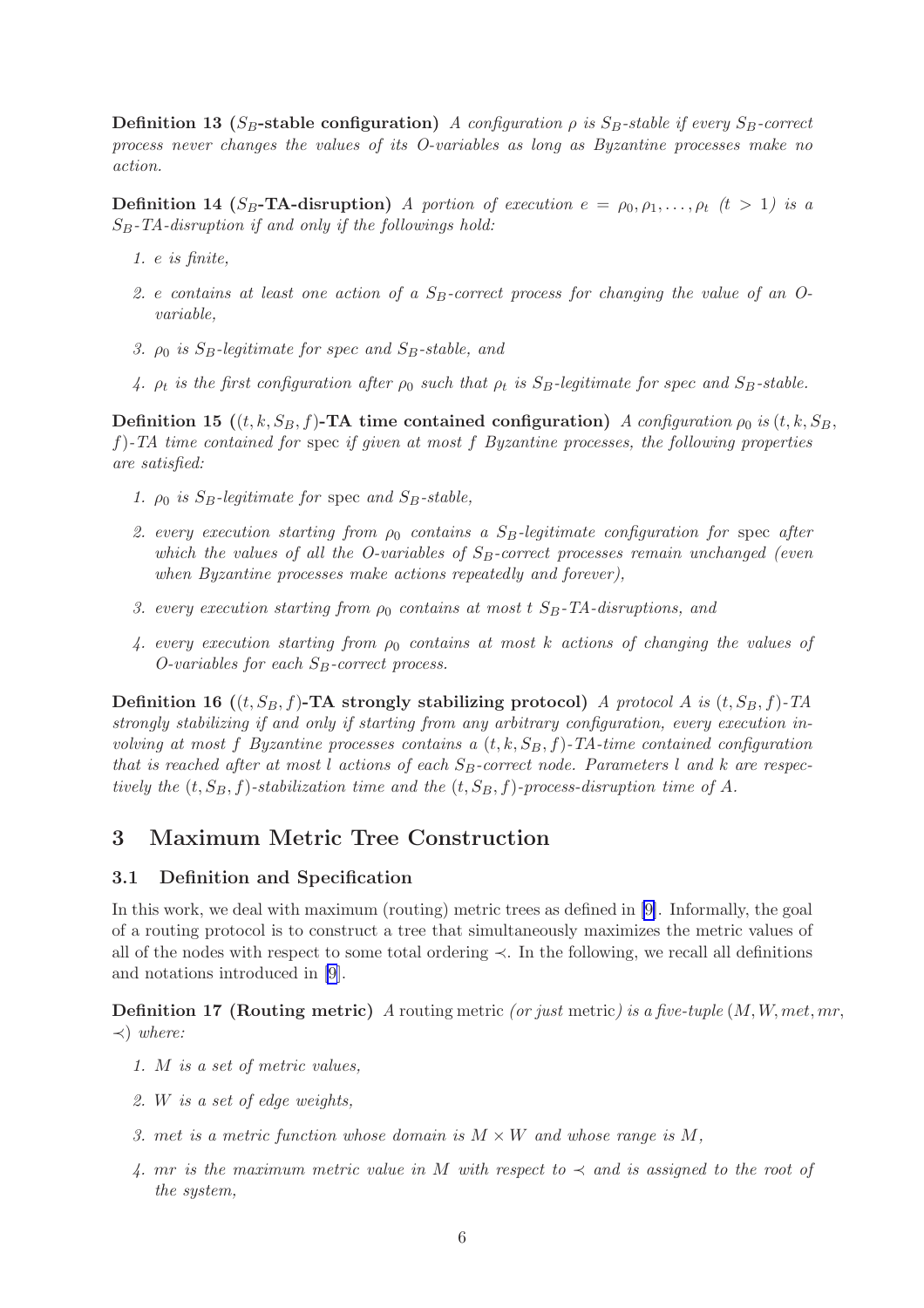**Definition 13 ($S_B$-stable configuration)** *A configuration $\rho$ is $S_B$-stable if every $S_B$-correct process never changes the values of its O-variables as long as Byzantine processes make no action.*

**Definition 14 ($S_B$-TA-disruption)** *A portion of execution $e = \rho_0, \rho_1, \ldots, \rho_t$ ($t > 1$) is a $S_B$-TA-disruption if and only if the followings hold:*

1. *e is finite,*
2. *e contains at least one action of a $S_B$-correct process for changing the value of an O-variable,*
3. *$\rho_0$ is $S_B$-legitimate for spec and $S_B$-stable, and*
4. *$\rho_t$ is the first configuration after $\rho_0$ such that $\rho_t$ is $S_B$-legitimate for spec and $S_B$-stable.*

**Definition 15 ($(t, k, S_B, f)$-TA time contained configuration)** *A configuration $\rho_0$ is $(t, k, S_B, f)$-TA time contained for* spec *if given at most $f$ Byzantine processes, the following properties are satisfied:*

1. *$\rho_0$ is $S_B$-legitimate for* spec *and $S_B$-stable,*
2. *every execution starting from $\rho_0$ contains a $S_B$-legitimate configuration for* spec *after which the values of all the O-variables of $S_B$-correct processes remain unchanged (even when Byzantine processes make actions repeatedly and forever),*
3. *every execution starting from $\rho_0$ contains at most $t$ $S_B$-TA-disruptions, and*
4. *every execution starting from $\rho_0$ contains at most $k$ actions of changing the values of O-variables for each $S_B$-correct process.*

**Definition 16 ($(t, S_B, f)$-TA strongly stabilizing protocol)** *A protocol $A$ is $(t, S_B, f)$-TA strongly stabilizing if and only if starting from any arbitrary configuration, every execution involving at most $f$ Byzantine processes contains a $(t, k, S_B, f)$-TA-time contained configuration that is reached after at most $l$ actions of each $S_B$-correct node. Parameters $l$ and $k$ are respectively the $(t, S_B, f)$-stabilization time and the $(t, S_B, f)$-process-disruption time of $A$.*

# 3 Maximum Metric Tree Construction

## 3.1 Definition and Specification

In this work, we deal with maximum (routing) metric trees as defined in [9]. Informally, the goal of a routing protocol is to construct a tree that simultaneously maximizes the metric values of all of the nodes with respect to some total ordering $\prec$. In the following, we recall all definitions and notations introduced in [9].

**Definition 17 (Routing metric)** *A* routing metric *(or just* metric*) is a five-tuple $(M, W, met, mr, \prec)$ where:*

1. *$M$ is a set of metric values,*
2. *$W$ is a set of edge weights,*
3. *$met$ is a metric function whose domain is $M \times W$ and whose range is $M$,*
4. *$mr$ is the maximum metric value in $M$ with respect to $\prec$ and is assigned to the root of the system,*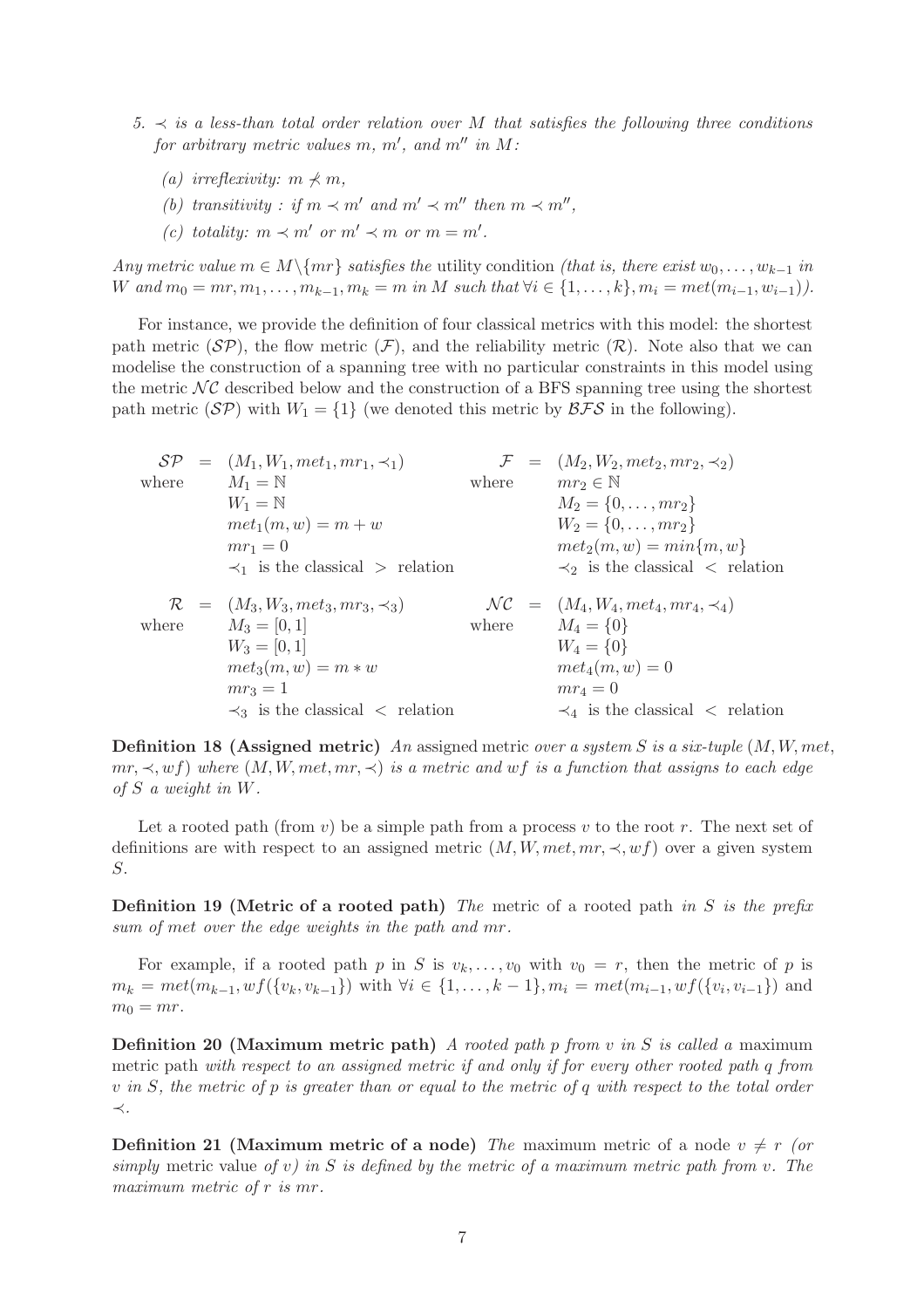5. $\prec$ *is a less-than total order relation over* $M$ *that satisfies the following three conditions for arbitrary metric values* $m$, $m'$, *and* $m''$ *in* $M$:

   (a) *irreflexivity:* $m \not\prec m$,

   (b) *transitivity : if* $m \prec m'$ *and* $m' \prec m''$ *then* $m \prec m''$,

   (c) *totality:* $m \prec m'$ *or* $m' \prec m$ *or* $m = m'$.

*Any metric value* $m \in M \backslash \{mr\}$ *satisfies the* utility condition *(that is, there exist* $w_0, \ldots, w_{k-1}$ *in* $W$ *and* $m_0 = mr, m_1, \ldots, m_{k-1}, m_k = m$ *in* $M$ *such that* $\forall i \in \{1, \ldots, k\}, m_i = met(m_{i-1}, w_{i-1})$*).*

For instance, we provide the definition of four classical metrics with this model: the shortest path metric ($\mathcal{SP}$), the flow metric ($\mathcal{F}$), and the reliability metric ($\mathcal{R}$). Note also that we can modelise the construction of a spanning tree with no particular constraints in this model using the metric $\mathcal{NC}$ described below and the construction of a BFS spanning tree using the shortest path metric ($\mathcal{SP}$) with $W_1 = \{1\}$ (we denoted this metric by $\mathcal{BFS}$ in the following).

$$
\begin{array}{lll}
\mathcal{SP} & = & (M_1, W_1, met_1, mr_1, \prec_1) \\
\text{where} & & M_1 = \mathbb{N} \\
& & W_1 = \mathbb{N} \\
& & met_1(m, w) = m + w \\
& & mr_1 = 0 \\
& & \prec_1 \text{ is the classical } > \text{ relation}
\end{array}
\qquad
\begin{array}{lll}
\mathcal{F} & = & (M_2, W_2, met_2, mr_2, \prec_2) \\
\text{where} & & mr_2 \in \mathbb{N} \\
& & M_2 = \{0, \ldots, mr_2\} \\
& & W_2 = \{0, \ldots, mr_2\} \\
& & met_2(m, w) = min\{m, w\} \\
& & \prec_2 \text{ is the classical } < \text{ relation}
\end{array}
$$

$$
\begin{array}{lll}
\mathcal{R} & = & (M_3, W_3, met_3, mr_3, \prec_3) \\
\text{where} & & M_3 = [0, 1] \\
& & W_3 = [0, 1] \\
& & met_3(m, w) = m * w \\
& & mr_3 = 1 \\
& & \prec_3 \text{ is the classical } < \text{ relation}
\end{array}
\qquad
\begin{array}{lll}
\mathcal{NC} & = & (M_4, W_4, met_4, mr_4, \prec_4) \\
\text{where} & & M_4 = \{0\} \\
& & W_4 = \{0\} \\
& & met_4(m, w) = 0 \\
& & mr_4 = 0 \\
& & \prec_4 \text{ is the classical } < \text{ relation}
\end{array}
$$

**Definition 18 (Assigned metric)** *An* assigned metric *over a system* $S$ *is a six-tuple* $(M, W, met, mr, \prec, wf)$ *where* $(M, W, met, mr, \prec)$ *is a metric and* $wf$ *is a function that assigns to each edge of* $S$ *a weight in* $W$.

Let a rooted path (from $v$) be a simple path from a process $v$ to the root $r$. The next set of definitions are with respect to an assigned metric $(M, W, met, mr, \prec, wf)$ over a given system $S$.

**Definition 19 (Metric of a rooted path)** *The* metric of a rooted path *in* $S$ *is the prefix sum of* $met$ *over the edge weights in the path and* $mr$.

For example, if a rooted path $p$ in $S$ is $v_k, \ldots, v_0$ with $v_0 = r$, then the metric of $p$ is $m_k = met(m_{k-1}, wf(\{v_k, v_{k-1}\})$ with $\forall i \in \{1, \ldots, k-1\}, m_i = met(m_{i-1}, wf(\{v_i, v_{i-1}\})$ and $m_0 = mr$.

**Definition 20 (Maximum metric path)** *A rooted path* $p$ *from* $v$ *in* $S$ *is called a* maximum metric path *with respect to an assigned metric if and only if for every other rooted path* $q$ *from* $v$ *in* $S$*, the metric of* $p$ *is greater than or equal to the metric of* $q$ *with respect to the total order* $\prec$.

**Definition 21 (Maximum metric of a node)** *The* maximum metric of a node $v \neq r$ *(or simply* metric value *of* $v$*) in* $S$ *is defined by the metric of a maximum metric path from* $v$*. The maximum metric of* $r$ *is* $mr$.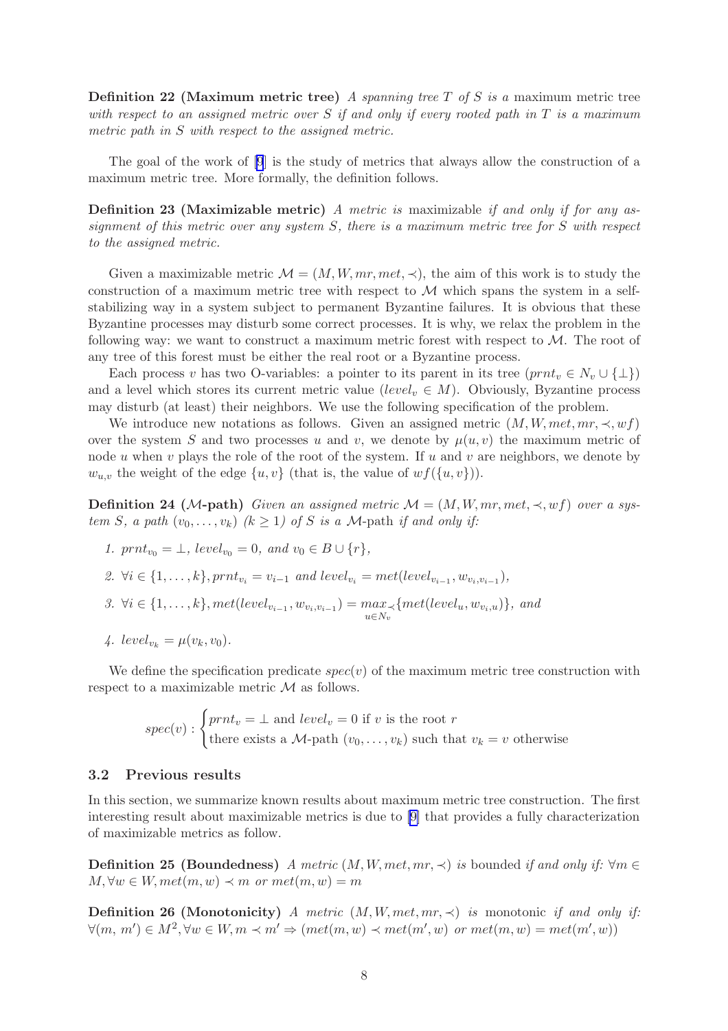**Definition 22 (Maximum metric tree)** *A spanning tree $T$ of $S$ is a* maximum metric tree *with respect to an assigned metric over $S$ if and only if every rooted path in $T$ is a maximum metric path in $S$ with respect to the assigned metric.*

The goal of the work of [9] is the study of metrics that always allow the construction of a maximum metric tree. More formally, the definition follows.

**Definition 23 (Maximizable metric)** *A metric is* maximizable *if and only if for any assignment of this metric over any system $S$, there is a maximum metric tree for $S$ with respect to the assigned metric.*

Given a maximizable metric $\mathcal{M} = (M, W, mr, met, \prec)$, the aim of this work is to study the construction of a maximum metric tree with respect to $\mathcal{M}$ which spans the system in a self-stabilizing way in a system subject to permanent Byzantine failures. It is obvious that these Byzantine processes may disturb some correct processes. It is why, we relax the problem in the following way: we want to construct a maximum metric forest with respect to $\mathcal{M}$. The root of any tree of this forest must be either the real root or a Byzantine process.

Each process $v$ has two O-variables: a pointer to its parent in its tree ($prnt_v \in N_v \cup \{\bot\}$) and a level which stores its current metric value ($level_v \in M$). Obviously, Byzantine process may disturb (at least) their neighbors. We use the following specification of the problem.

We introduce new notations as follows. Given an assigned metric $(M, W, met, mr, \prec, wf)$ over the system $S$ and two processes $u$ and $v$, we denote by $\mu(u, v)$ the maximum metric of node $u$ when $v$ plays the role of the root of the system. If $u$ and $v$ are neighbors, we denote by $w_{u,v}$ the weight of the edge $\{u, v\}$ (that is, the value of $wf(\{u, v\})$).

**Definition 24 ($\mathcal{M}$-path)** *Given an assigned metric $\mathcal{M} = (M, W, mr, met, \prec, wf)$ over a system $S$, a path $(v_0, \ldots, v_k)$ $(k \geq 1)$ of $S$ is a* $\mathcal{M}$-path *if and only if:*

1. $prnt_{v_0} = \bot$*,* $level_{v_0} = 0$*, and* $v_0 \in B \cup \{r\}$*,*
2. $\forall i \in \{1, \ldots, k\}, prnt_{v_i} = v_{i-1}$ *and* $level_{v_i} = met(level_{v_{i-1}}, w_{v_i, v_{i-1}})$*,*
3. $\forall i \in \{1, \ldots, k\}, met(level_{v_{i-1}}, w_{v_i, v_{i-1}}) = \underset{u \in N_v}{max_{\prec}}\{met(level_u, w_{v_i,u})\}$*, and*
4. $level_{v_k} = \mu(v_k, v_0)$*.*

We define the specification predicate $spec(v)$ of the maximum metric tree construction with respect to a maximizable metric $\mathcal{M}$ as follows.

$$spec(v) : \begin{cases} prnt_v = \bot \text{ and } level_v = 0 \text{ if } v \text{ is the root } r \\ \text{there exists a } \mathcal{M}\text{-path } (v_0, \ldots, v_k) \text{ such that } v_k = v \text{ otherwise} \end{cases}$$

### 3.2 Previous results

In this section, we summarize known results about maximum metric tree construction. The first interesting result about maximizable metrics is due to [9] that provides a fully characterization of maximizable metrics as follow.

**Definition 25 (Boundedness)** *A metric $(M, W, met, mr, \prec)$ is* bounded *if and only if: $\forall m \in M, \forall w \in W, met(m, w) \prec m$ or $met(m, w) = m$*

**Definition 26 (Monotonicity)** *A metric $(M, W, met, mr, \prec)$ is* monotonic *if and only if: $\forall (m, m') \in M^2, \forall w \in W, m \prec m' \Rightarrow (met(m, w) \prec met(m', w)$ or $met(m, w) = met(m', w))$*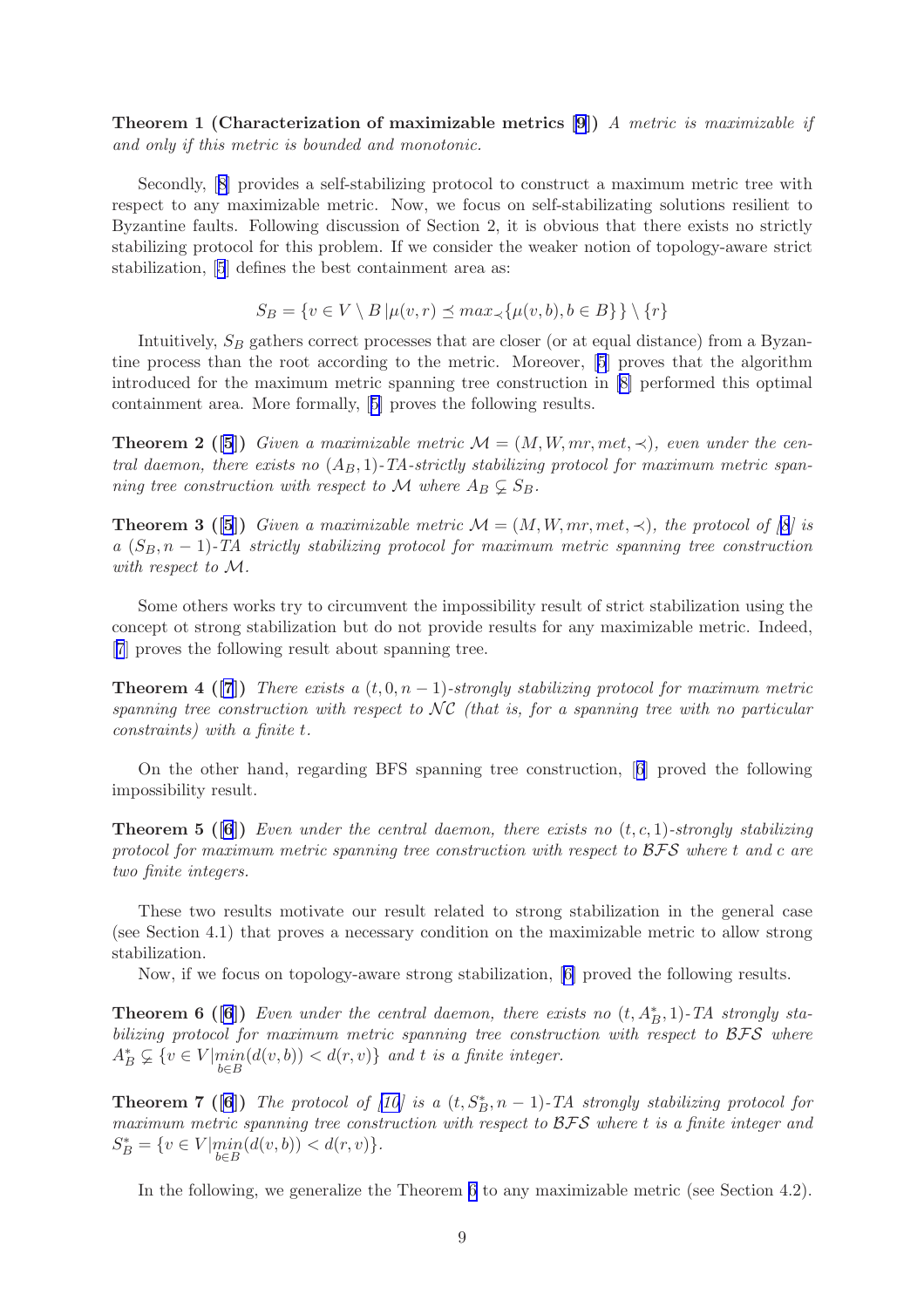**Theorem 1 (Characterization of maximizable metrics [9])** *A metric is maximizable if and only if this metric is bounded and monotonic.*

Secondly, [8] provides a self-stabilizing protocol to construct a maximum metric tree with respect to any maximizable metric. Now, we focus on self-stabilizating solutions resilient to Byzantine faults. Following discussion of Section 2, it is obvious that there exists no strictly stabilizing protocol for this problem. If we consider the weaker notion of topology-aware strict stabilization, [5] defines the best containment area as:

$$S_B = \{v \in V \setminus B \,|\mu(v,r) \preceq max_{\prec}\{\mu(v,b), b \in B\}\} \setminus \{r\}$$

Intuitively, $S_B$ gathers correct processes that are closer (or at equal distance) from a Byzantine process than the root according to the metric. Moreover, [5] proves that the algorithm introduced for the maximum metric spanning tree construction in [8] performed this optimal containment area. More formally, [5] proves the following results.

**Theorem 2 ([5])** *Given a maximizable metric $\mathcal{M} = (M, W, mr, met, \prec)$, even under the central daemon, there exists no $(A_B, 1)$-TA-strictly stabilizing protocol for maximum metric spanning tree construction with respect to $\mathcal{M}$ where $A_B \subsetneq S_B$.*

**Theorem 3 ([5])** *Given a maximizable metric $\mathcal{M} = (M, W, mr, met, \prec)$, the protocol of [8] is a $(S_B, n-1)$-TA strictly stabilizing protocol for maximum metric spanning tree construction with respect to $\mathcal{M}$.*

Some others works try to circumvent the impossibility result of strict stabilization using the concept ot strong stabilization but do not provide results for any maximizable metric. Indeed, [7] proves the following result about spanning tree.

**Theorem 4 ([7])** *There exists a $(t, 0, n-1)$-strongly stabilizing protocol for maximum metric spanning tree construction with respect to $\mathcal{NC}$ (that is, for a spanning tree with no particular constraints) with a finite $t$.*

On the other hand, regarding BFS spanning tree construction, [6] proved the following impossibility result.

**Theorem 5 ([6])** *Even under the central daemon, there exists no $(t, c, 1)$-strongly stabilizing protocol for maximum metric spanning tree construction with respect to $\mathcal{BFS}$ where $t$ and $c$ are two finite integers.*

These two results motivate our result related to strong stabilization in the general case (see Section 4.1) that proves a necessary condition on the maximizable metric to allow strong stabilization.

Now, if we focus on topology-aware strong stabilization, [6] proved the following results.

**Theorem 6 ([6])** *Even under the central daemon, there exists no $(t, A^*_B, 1)$-TA strongly stabilizing protocol for maximum metric spanning tree construction with respect to $\mathcal{BFS}$ where $A^*_B \subsetneq \{v \in V | \min_{b \in B}(d(v,b)) < d(r,v)\}$ and $t$ is a finite integer.*

**Theorem 7 ([6])** *The protocol of [10] is a $(t, S^*_B, n-1)$-TA strongly stabilizing protocol for maximum metric spanning tree construction with respect to $\mathcal{BFS}$ where $t$ is a finite integer and $S^*_B = \{v \in V | \min_{b \in B}(d(v,b)) < d(r,v)\}$.*

In the following, we generalize the Theorem 6 to any maximizable metric (see Section 4.2).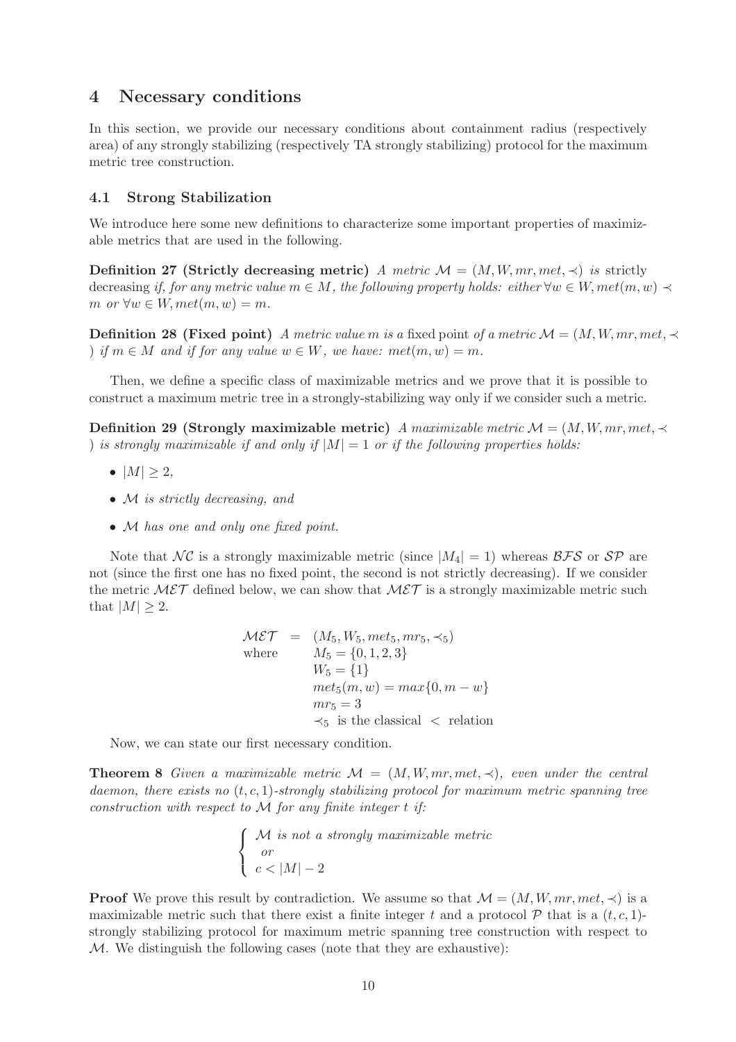## 4 Necessary conditions

In this section, we provide our necessary conditions about containment radius (respectively area) of any strongly stabilizing (respectively TA strongly stabilizing) protocol for the maximum metric tree construction.

### 4.1 Strong Stabilization

We introduce here some new definitions to characterize some important properties of maximizable metrics that are used in the following.

**Definition 27 (Strictly decreasing metric)** *A metric $\mathcal{M} = (M, W, mr, met, \prec)$ is* strictly decreasing *if, for any metric value $m \in M$, the following property holds: either $\forall w \in W, met(m, w) \prec m$ or $\forall w \in W, met(m, w) = m$.*

**Definition 28 (Fixed point)** *A metric value $m$ is a* fixed point *of a metric $\mathcal{M} = (M, W, mr, met, \prec)$ if $m \in M$ and if for any value $w \in W$, we have: $met(m, w) = m$.*

Then, we define a specific class of maximizable metrics and we prove that it is possible to construct a maximum metric tree in a strongly-stabilizing way only if we consider such a metric.

**Definition 29 (Strongly maximizable metric)** *A maximizable metric $\mathcal{M} = (M, W, mr, met, \prec)$ is strongly maximizable if and only if $|M| = 1$ or if the following properties holds:*

- *$|M| \geq 2$,*
- *$\mathcal{M}$ is strictly decreasing, and*
- *$\mathcal{M}$ has one and only one fixed point.*

Note that $\mathcal{NC}$ is a strongly maximizable metric (since $|M_4| = 1$) whereas $\mathcal{BFS}$ or $\mathcal{SP}$ are not (since the first one has no fixed point, the second is not strictly decreasing). If we consider the metric $\mathcal{MET}$ defined below, we can show that $\mathcal{MET}$ is a strongly maximizable metric such that $|M| \geq 2$.

$$
\begin{array}{rcl}
\mathcal{MET} & = & (M_5, W_5, met_5, mr_5, \prec_5) \\
\text{where} & & M_5 = \{0, 1, 2, 3\} \\
& & W_5 = \{1\} \\
& & met_5(m, w) = max\{0, m - w\} \\
& & mr_5 = 3 \\
& & \prec_5 \text{ is the classical } < \text{ relation}
\end{array}
$$

Now, we can state our first necessary condition.

**Theorem 8** *Given a maximizable metric $\mathcal{M} = (M, W, mr, met, \prec)$, even under the central daemon, there exists no $(t, c, 1)$-strongly stabilizing protocol for maximum metric spanning tree construction with respect to $\mathcal{M}$ for any finite integer $t$ if:*

$$
\left\{
\begin{array}{l}
\mathcal{M} \text{ is not a strongly maximizable metric} \\
\quad or \\
c < |M| - 2
\end{array}
\right.
$$

**Proof** We prove this result by contradiction. We assume so that $\mathcal{M} = (M, W, mr, met, \prec)$ is a maximizable metric such that there exist a finite integer $t$ and a protocol $\mathcal{P}$ that is a $(t, c, 1)$-strongly stabilizing protocol for maximum metric spanning tree construction with respect to $\mathcal{M}$. We distinguish the following cases (note that they are exhaustive):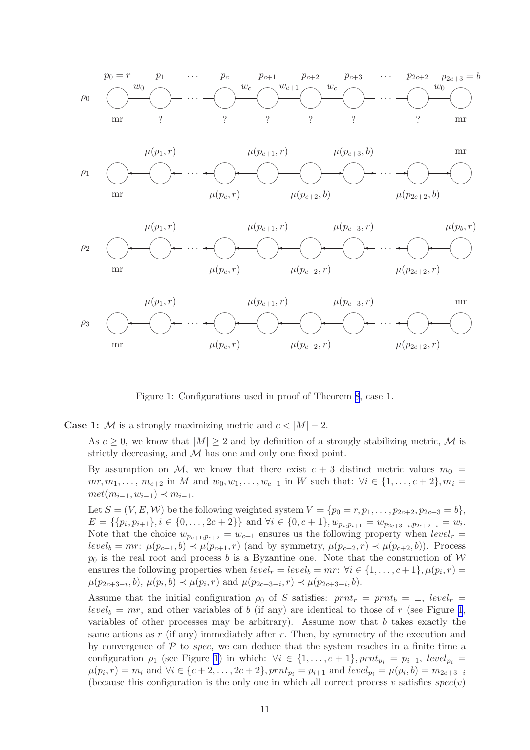Figure 1: Configurations used in proof of Theorem 8, case 1.

**Case 1:** $\mathcal{M}$ is a strongly maximizing metric and $c < |M| - 2$.

As $c \geq 0$, we know that $|M| \geq 2$ and by definition of a strongly stabilizing metric, $\mathcal{M}$ is strictly decreasing, and $\mathcal{M}$ has one and only one fixed point.

By assumption on $\mathcal{M}$, we know that there exist $c+3$ distinct metric values $m_0 = mr, m_1, \dots, m_{c+2}$ in $M$ and $w_0, w_1, \dots, w_{c+1}$ in $W$ such that: $\forall i \in \{1, \dots, c+2\}, m_i = met(m_{i-1}, w_{i-1}) \prec m_{i-1}$.

Let $S = (V, E, \mathcal{W})$ be the following weighted system $V = \{p_0 = r, p_1, \dots, p_{2c+2}, p_{2c+3} = b\}$, $E = \{\{p_i, p_{i+1}\}, i \in \{0, \dots, 2c+2\}\}$ and $\forall i \in \{0, c+1\}, w_{p_i, p_{i+1}} = w_{p_{2c+3-i}, p_{2c+2-i}} = w_i$. Note that the choice $w_{p_{c+1}, p_{c+2}} = w_{c+1}$ ensures us the following property when $level_r = level_b = mr$: $\mu(p_{c+1}, b) \prec \mu(p_{c+1}, r)$ (and by symmetry, $\mu(p_{c+2}, r) \prec \mu(p_{c+2}, b)$). Process $p_0$ is the real root and process $b$ is a Byzantine one. Note that the construction of $\mathcal{W}$ ensures the following properties when $level_r = level_b = mr$: $\forall i \in \{1, \dots, c+1\}, \mu(p_i, r) = \mu(p_{2c+3-i}, b)$, $\mu(p_i, b) \prec \mu(p_i, r)$ and $\mu(p_{2c+3-i}, r) \prec \mu(p_{2c+3-i}, b)$.

Assume that the initial configuration $\rho_0$ of $S$ satisfies: $prnt_r = prnt_b = \bot$, $level_r = level_b = mr$, and other variables of $b$ (if any) are identical to those of $r$ (see Figure 1, variables of other processes may be arbitrary). Assume now that $b$ takes exactly the same actions as $r$ (if any) immediately after $r$. Then, by symmetry of the execution and by convergence of $\mathcal{P}$ to *spec*, we can deduce that the system reaches in a finite time a configuration $\rho_1$ (see Figure 1) in which: $\forall i \in \{1, \dots, c+1\}, prnt_{p_i} = p_{i-1}$, $level_{p_i} = \mu(p_i, r) = m_i$ and $\forall i \in \{c+2, \dots, 2c+2\}, prnt_{p_i} = p_{i+1}$ and $level_{p_i} = \mu(p_i, b) = m_{2c+3-i}$ (because this configuration is the only one in which all correct process $v$ satisfies $spec(v)$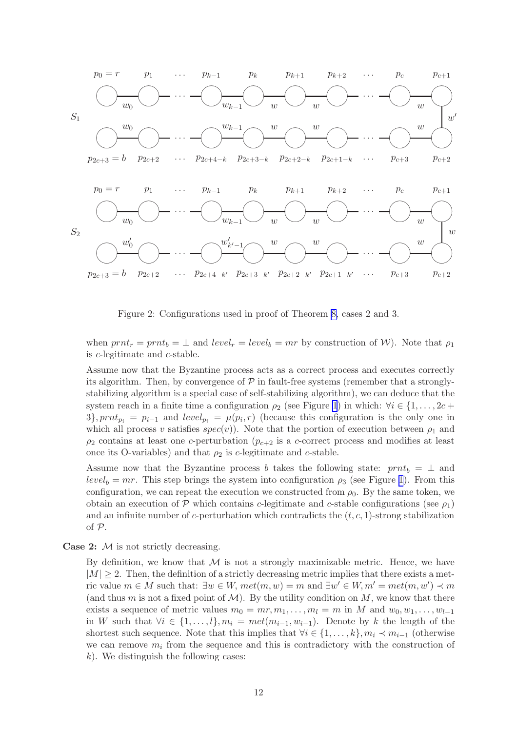Figure 2: Configurations used in proof of Theorem 8, cases 2 and 3.

when $prnt_r = prnt_b = \bot$ and $level_r = level_b = mr$ by construction of $\mathcal{W}$). Note that $\rho_1$ is $c$-legitimate and $c$-stable.

Assume now that the Byzantine process acts as a correct process and executes correctly its algorithm. Then, by convergence of $\mathcal{P}$ in fault-free systems (remember that a strongly-stabilizing algorithm is a special case of self-stabilizing algorithm), we can deduce that the system reach in a finite time a configuration $\rho_2$ (see Figure 1) in which: $\forall i \in \{1, \ldots, 2c+3\}, prnt_{p_i} = p_{i-1}$ and $level_{p_i} = \mu(p_i, r)$ (because this configuration is the only one in which all process $v$ satisfies $spec(v)$). Note that the portion of execution between $\rho_1$ and $\rho_2$ contains at least one $c$-perturbation ($p_{c+2}$ is a $c$-correct process and modifies at least once its O-variables) and that $\rho_2$ is $c$-legitimate and $c$-stable.

Assume now that the Byzantine process $b$ takes the following state: $prnt_b = \bot$ and $level_b = mr$. This step brings the system into configuration $\rho_3$ (see Figure 1). From this configuration, we can repeat the execution we constructed from $\rho_0$. By the same token, we obtain an execution of $\mathcal{P}$ which contains $c$-legitimate and $c$-stable configurations (see $\rho_1$) and an infinite number of $c$-perturbation which contradicts the $(t, c, 1)$-strong stabilization of $\mathcal{P}$.

**Case 2:** $\mathcal{M}$ is not strictly decreasing.

By definition, we know that $\mathcal{M}$ is not a strongly maximizable metric. Hence, we have $|M| \geq 2$. Then, the definition of a strictly decreasing metric implies that there exists a metric value $m \in M$ such that: $\exists w \in W, met(m, w) = m$ and $\exists w' \in W, m' = met(m, w') \prec m$ (and thus $m$ is not a fixed point of $\mathcal{M}$). By the utility condition on $M$, we know that there exists a sequence of metric values $m_0 = mr, m_1, \ldots, m_l = m$ in $M$ and $w_0, w_1, \ldots, w_{l-1}$ in $W$ such that $\forall i \in \{1, \ldots, l\}, m_i = met(m_{i-1}, w_{i-1})$. Denote by $k$ the length of the shortest such sequence. Note that this implies that $\forall i \in \{1, \ldots, k\}, m_i \prec m_{i-1}$ (otherwise we can remove $m_i$ from the sequence and this is contradictory with the construction of $k$). We distinguish the following cases: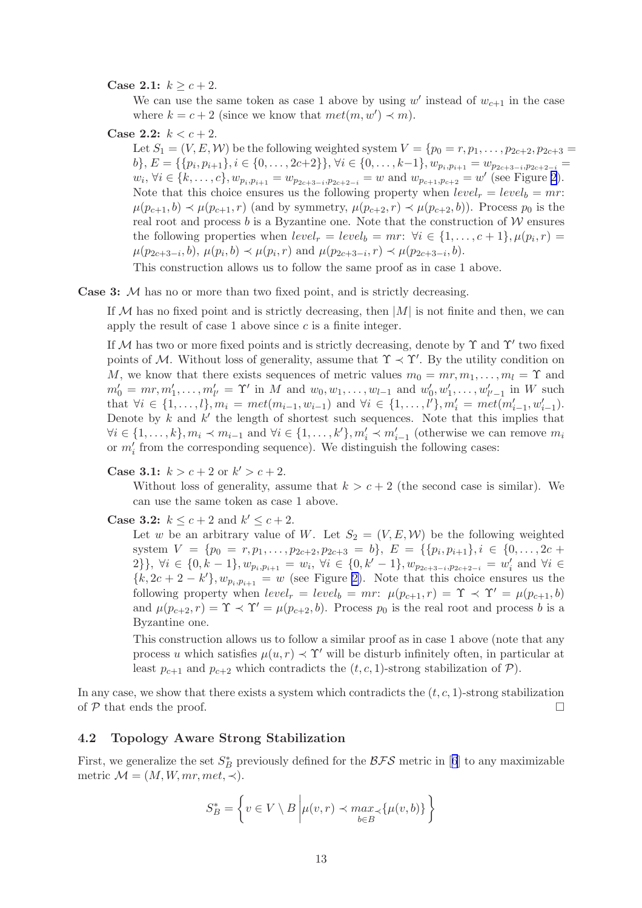**Case 2.1:** $k \geq c+2$.

We can use the same token as case 1 above by using $w'$ instead of $w_{c+1}$ in the case where $k = c+2$ (since we know that $met(m, w') \prec m$).

**Case 2.2:** $k < c+2$.

Let $S_1 = (V, E, \mathcal{W})$ be the following weighted system $V = \{p_0 = r, p_1, \ldots, p_{2c+2}, p_{2c+3} = b\}$, $E = \{\{p_i, p_{i+1}\}, i \in \{0, \ldots, 2c+2\}\}$, $\forall i \in \{0, \ldots, k-1\}, w_{p_i, p_{i+1}} = w_{p_{2c+3-i}, p_{2c+2-i}} = w_i$, $\forall i \in \{k, \ldots, c\}, w_{p_i, p_{i+1}} = w_{p_{2c+3-i}, p_{2c+2-i}} = w$ and $w_{p_{c+1}, p_{c+2}} = w'$ (see Figure 2). Note that this choice ensures us the following property when $level_r = level_b = mr$: $\mu(p_{c+1}, b) \prec \mu(p_{c+1}, r)$ (and by symmetry, $\mu(p_{c+2}, r) \prec \mu(p_{c+2}, b)$). Process $p_0$ is the real root and process $b$ is a Byzantine one. Note that the construction of $\mathcal{W}$ ensures the following properties when $level_r = level_b = mr$: $\forall i \in \{1, \ldots, c+1\}, \mu(p_i, r) = \mu(p_{2c+3-i}, b)$, $\mu(p_i, b) \prec \mu(p_i, r)$ and $\mu(p_{2c+3-i}, r) \prec \mu(p_{2c+3-i}, b)$.

This construction allows us to follow the same proof as in case 1 above.

**Case 3:** $\mathcal{M}$ has no or more than two fixed point, and is strictly decreasing.

If $\mathcal{M}$ has no fixed point and is strictly decreasing, then $|M|$ is not finite and then, we can apply the result of case 1 above since $c$ is a finite integer.

If $\mathcal{M}$ has two or more fixed points and is strictly decreasing, denote by $\Upsilon$ and $\Upsilon'$ two fixed points of $\mathcal{M}$. Without loss of generality, assume that $\Upsilon \prec \Upsilon'$. By the utility condition on $M$, we know that there exists sequences of metric values $m_0 = mr, m_1, \ldots, m_l = \Upsilon$ and $m'_0 = mr, m'_1, \ldots, m'_{l'} = \Upsilon'$ in $M$ and $w_0, w_1, \ldots, w_{l-1}$ and $w'_0, w'_1, \ldots, w'_{l'-1}$ in $W$ such that $\forall i \in \{1, \ldots, l\}, m_i = met(m_{i-1}, w_{i-1})$ and $\forall i \in \{1, \ldots, l'\}, m'_i = met(m'_{i-1}, w'_{i-1})$. Denote by $k$ and $k'$ the length of shortest such sequences. Note that this implies that $\forall i \in \{1, \ldots, k\}, m_i \prec m_{i-1}$ and $\forall i \in \{1, \ldots, k'\}, m'_i \prec m'_{i-1}$ (otherwise we can remove $m_i$ or $m'_i$ from the corresponding sequence). We distinguish the following cases:

**Case 3.1:** $k > c+2$ or $k' > c+2$.

Without loss of generality, assume that $k > c+2$ (the second case is similar). We can use the same token as case 1 above.

**Case 3.2:** $k \leq c+2$ and $k' \leq c+2$.

Let $w$ be an arbitrary value of $W$. Let $S_2 = (V, E, \mathcal{W})$ be the following weighted system $V = \{p_0 = r, p_1, \ldots, p_{2c+2}, p_{2c+3} = b\}$, $E = \{\{p_i, p_{i+1}\}, i \in \{0, \ldots, 2c+2\}\}$, $\forall i \in \{0, k-1\}, w_{p_i, p_{i+1}} = w_i$, $\forall i \in \{0, k'-1\}, w_{p_{2c+3-i}, p_{2c+2-i}} = w'_i$ and $\forall i \in \{k, 2c+2-k'\}, w_{p_i, p_{i+1}} = w$ (see Figure 2). Note that this choice ensures us the following property when $level_r = level_b = mr$: $\mu(p_{c+1}, r) = \Upsilon \prec \Upsilon' = \mu(p_{c+1}, b)$ and $\mu(p_{c+2}, r) = \Upsilon \prec \Upsilon' = \mu(p_{c+2}, b)$. Process $p_0$ is the real root and process $b$ is a Byzantine one.

This construction allows us to follow a similar proof as in case 1 above (note that any process $u$ which satisfies $\mu(u, r) \prec \Upsilon'$ will be disturb infinitely often, in particular at least $p_{c+1}$ and $p_{c+2}$ which contradicts the $(t, c, 1)$-strong stabilization of $\mathcal{P}$).

In any case, we show that there exists a system which contradicts the $(t, c, 1)$-strong stabilization of $\mathcal{P}$ that ends the proof. $\square$

### 4.2 Topology Aware Strong Stabilization

First, we generalize the set $S_B^*$ previously defined for the $\mathcal{BFS}$ metric in [6] to any maximizable metric $\mathcal{M} = (M, W, mr, met, \prec)$.

$$S_B^* = \left\{ v \in V \setminus B \,\middle|\, \mu(v, r) \prec \max_{b \in B}{}_{\prec}\{\mu(v, b)\} \right\}$$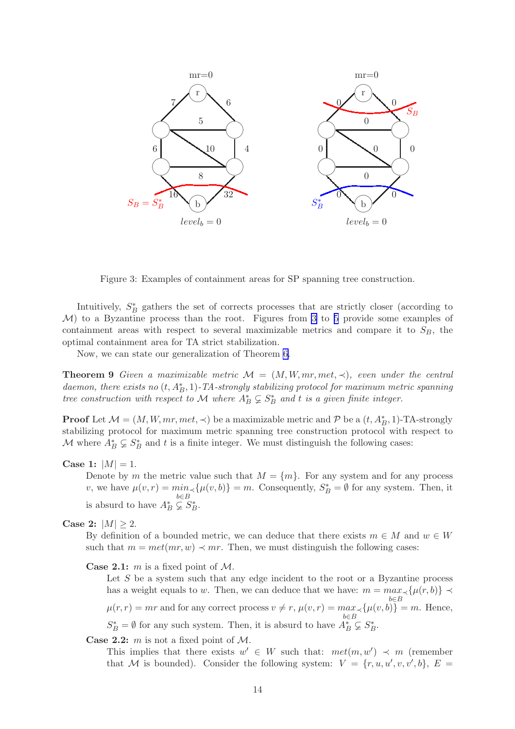Figure 3: Examples of containment areas for SP spanning tree construction.

Intuitively, $S_B^*$ gathers the set of corrects processes that are strictly closer (according to $\mathcal{M}$) to a Byzantine process than the root. Figures from 3 to 5 provide some examples of containment areas with respect to several maximizable metrics and compare it to $S_B$, the optimal containment area for TA strict stabilization.

Now, we can state our generalization of Theorem 6.

**Theorem 9** *Given a maximizable metric $\mathcal{M} = (M, W, mr, met, \prec)$, even under the central daemon, there exists no $(t, A_B^*, 1)$-TA-strongly stabilizing protocol for maximum metric spanning tree construction with respect to $\mathcal{M}$ where $A_B^* \subsetneq S_B^*$ and $t$ is a given finite integer.*

**Proof** Let $\mathcal{M} = (M, W, mr, met, \prec)$ be a maximizable metric and $\mathcal{P}$ be a $(t, A_B^*, 1)$-TA-strongly stabilizing protocol for maximum metric spanning tree construction protocol with respect to $\mathcal{M}$ where $A_B^* \subsetneq S_B^*$ and $t$ is a finite integer. We must distinguish the following cases:

**Case 1:** $|M| = 1$.
Denote by $m$ the metric value such that $M = \{m\}$. For any system and for any process $v$, we have $\mu(v, r) = \min_{\prec, b \in B}\{\mu(v, b)\} = m$. Consequently, $S_B^* = \emptyset$ for any system. Then, it is absurd to have $A_B^* \subsetneq S_B^*$.

**Case 2:** $|M| \geq 2$.
By definition of a bounded metric, we can deduce that there exists $m \in M$ and $w \in W$ such that $m = met(mr, w) \prec mr$. Then, we must distinguish the following cases:

**Case 2.1:** $m$ is a fixed point of $\mathcal{M}$.
Let $S$ be a system such that any edge incident to the root or a Byzantine process has a weight equals to $w$. Then, we can deduce that we have: $m = \max_{\prec, b \in B}\{\mu(r, b)\} \prec \mu(r, r) = mr$ and for any correct process $v \neq r$, $\mu(v, r) = \max_{\prec, b \in B}\{\mu(v, b)\} = m$. Hence, $S_B^* = \emptyset$ for any such system. Then, it is absurd to have $A_B^* \subsetneq S_B^*$.

**Case 2.2:** $m$ is not a fixed point of $\mathcal{M}$.
This implies that there exists $w' \in W$ such that: $met(m, w') \prec m$ (remember that $\mathcal{M}$ is bounded). Consider the following system: $V = \{r, u, u', v, v', b\}$, $E =$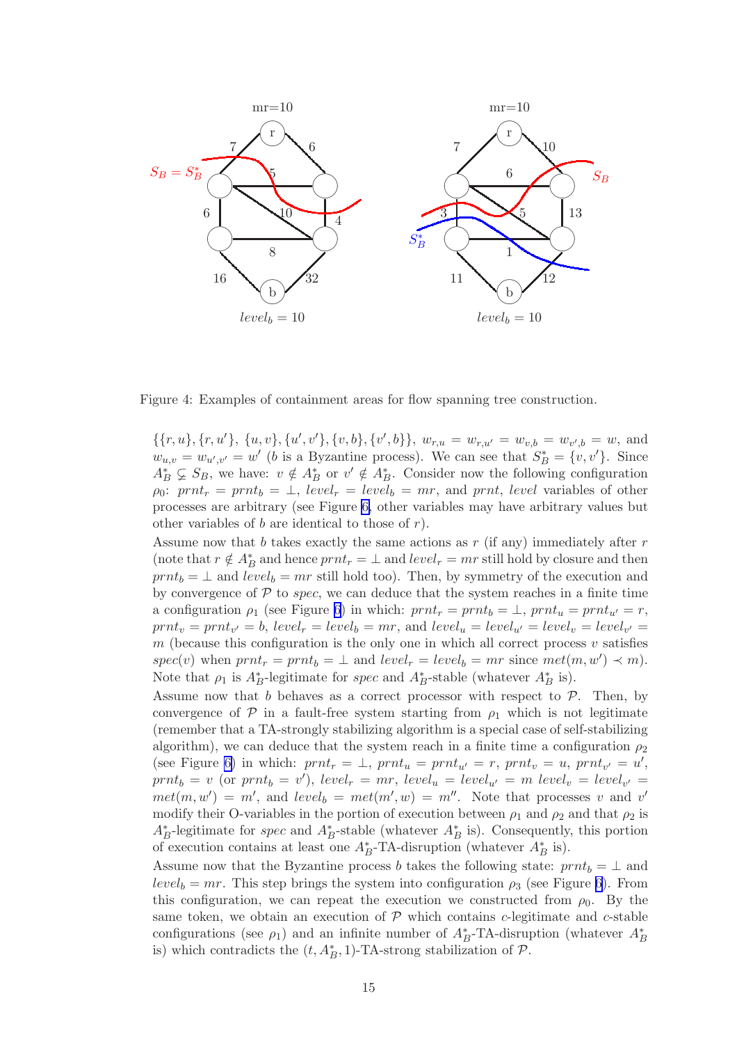Figure 4: Examples of containment areas for flow spanning tree construction.

$\{\{r,u\},\{r,u'\},\ \{u,v\},\{u',v'\},\{v,b\},\{v',b\}\}$, $w_{r,u} = w_{r,u'} = w_{v,b} = w_{v',b} = w$, and $w_{u,v} = w_{u',v'} = w'$ ($b$ is a Byzantine process). We can see that $S_B^* = \{v, v'\}$. Since $A_B^* \subsetneq S_B$, we have: $v \notin A_B^*$ or $v' \notin A_B^*$. Consider now the following configuration $\rho_0$: $prnt_r = prnt_b = \bot$, $level_r = level_b = mr$, and $prnt$, $level$ variables of other processes are arbitrary (see Figure 6, other variables may have arbitrary values but other variables of $b$ are identical to those of $r$).

Assume now that $b$ takes exactly the same actions as $r$ (if any) immediately after $r$ (note that $r \notin A_B^*$ and hence $prnt_r = \bot$ and $level_r = mr$ still hold by closure and then $prnt_b = \bot$ and $level_b = mr$ still hold too). Then, by symmetry of the execution and by convergence of $\mathcal{P}$ to *spec*, we can deduce that the system reaches in a finite time a configuration $\rho_1$ (see Figure 6) in which: $prnt_r = prnt_b = \bot$, $prnt_u = prnt_{u'} = r$, $prnt_v = prnt_{v'} = b$, $level_r = level_b = mr$, and $level_u = level_{u'} = level_v = level_{v'} = m$ (because this configuration is the only one in which all correct process $v$ satisfies $spec(v)$ when $prnt_r = prnt_b = \bot$ and $level_r = level_b = mr$ since $met(m, w') \prec m$). Note that $\rho_1$ is $A_B^*$-legitimate for *spec* and $A_B^*$-stable (whatever $A_B^*$ is).

Assume now that $b$ behaves as a correct processor with respect to $\mathcal{P}$. Then, by convergence of $\mathcal{P}$ in a fault-free system starting from $\rho_1$ which is not legitimate (remember that a TA-strongly stabilizing algorithm is a special case of self-stabilizing algorithm), we can deduce that the system reach in a finite time a configuration $\rho_2$ (see Figure 6) in which: $prnt_r = \bot$, $prnt_u = prnt_{u'} = r$, $prnt_v = u$, $prnt_{v'} = u'$, $prnt_b = v$ (or $prnt_b = v'$), $level_r = mr$, $level_u = level_{u'} = m$ $level_v = level_{v'} = met(m, w') = m'$, and $level_b = met(m', w) = m''$. Note that processes $v$ and $v'$ modify their O-variables in the portion of execution between $\rho_1$ and $\rho_2$ and that $\rho_2$ is $A_B^*$-legitimate for *spec* and $A_B^*$-stable (whatever $A_B^*$ is). Consequently, this portion of execution contains at least one $A_B^*$-TA-disruption (whatever $A_B^*$ is).

Assume now that the Byzantine process $b$ takes the following state: $prnt_b = \bot$ and $level_b = mr$. This step brings the system into configuration $\rho_3$ (see Figure 6). From this configuration, we can repeat the execution we constructed from $\rho_0$. By the same token, we obtain an execution of $\mathcal{P}$ which contains $c$-legitimate and $c$-stable configurations (see $\rho_1$) and an infinite number of $A_B^*$-TA-disruption (whatever $A_B^*$ is) which contradicts the $(t, A_B^*, 1)$-TA-strong stabilization of $\mathcal{P}$.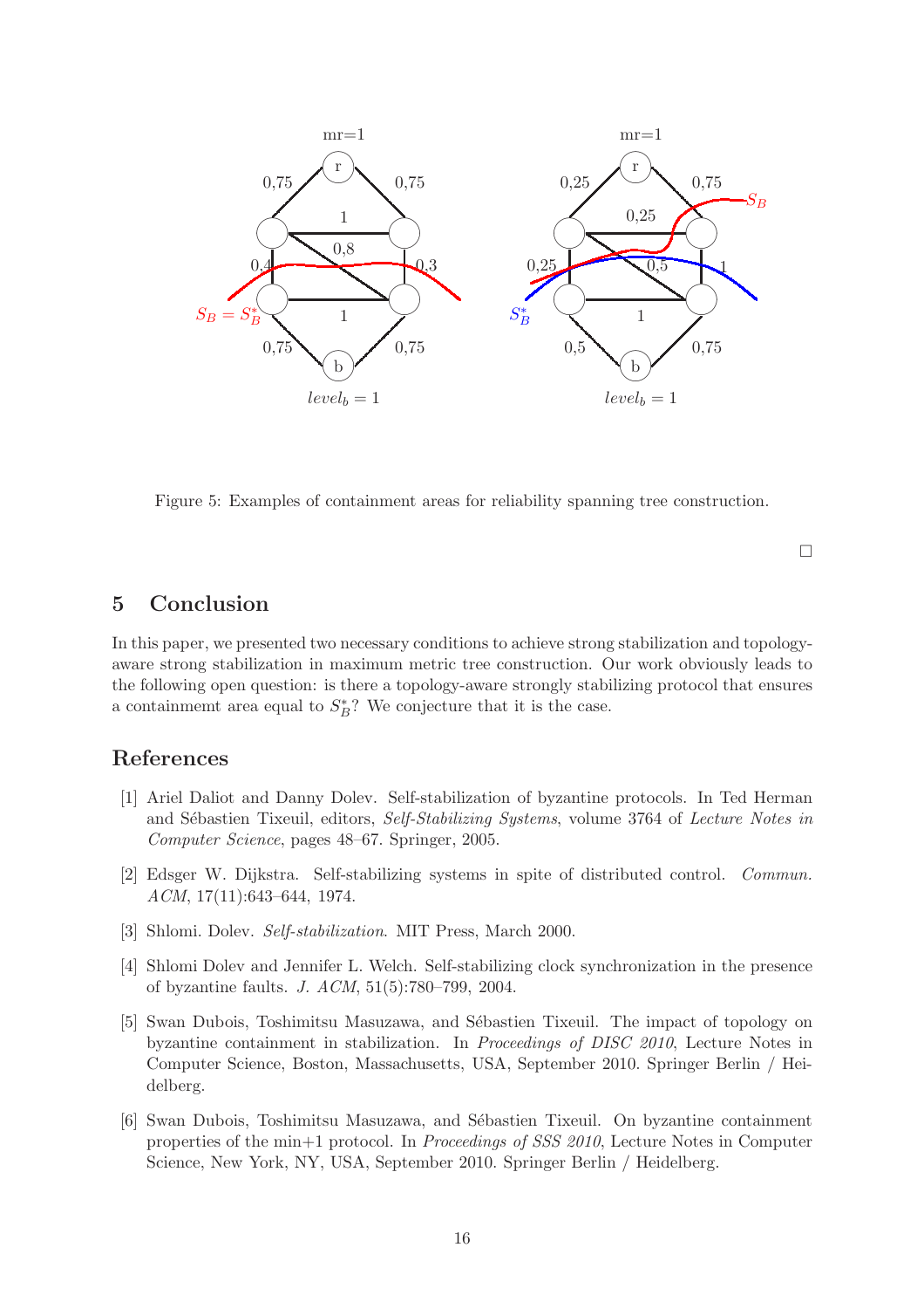Figure 5: Examples of containment areas for reliability spanning tree construction.

□

## 5 Conclusion

In this paper, we presented two necessary conditions to achieve strong stabilization and topology-aware strong stabilization in maximum metric tree construction. Our work obviously leads to the following open question: is there a topology-aware strongly stabilizing protocol that ensures a containmemt area equal to $S_B^*$? We conjecture that it is the case.

## References

[1] Ariel Daliot and Danny Dolev. Self-stabilization of byzantine protocols. In Ted Herman and Sébastien Tixeuil, editors, *Self-Stabilizing Systems*, volume 3764 of *Lecture Notes in Computer Science*, pages 48–67. Springer, 2005.

[2] Edsger W. Dijkstra. Self-stabilizing systems in spite of distributed control. *Commun. ACM*, 17(11):643–644, 1974.

[3] Shlomi. Dolev. *Self-stabilization*. MIT Press, March 2000.

[4] Shlomi Dolev and Jennifer L. Welch. Self-stabilizing clock synchronization in the presence of byzantine faults. *J. ACM*, 51(5):780–799, 2004.

[5] Swan Dubois, Toshimitsu Masuzawa, and Sébastien Tixeuil. The impact of topology on byzantine containment in stabilization. In *Proceedings of DISC 2010*, Lecture Notes in Computer Science, Boston, Massachusetts, USA, September 2010. Springer Berlin / Heidelberg.

[6] Swan Dubois, Toshimitsu Masuzawa, and Sébastien Tixeuil. On byzantine containment properties of the min+1 protocol. In *Proceedings of SSS 2010*, Lecture Notes in Computer Science, New York, NY, USA, September 2010. Springer Berlin / Heidelberg.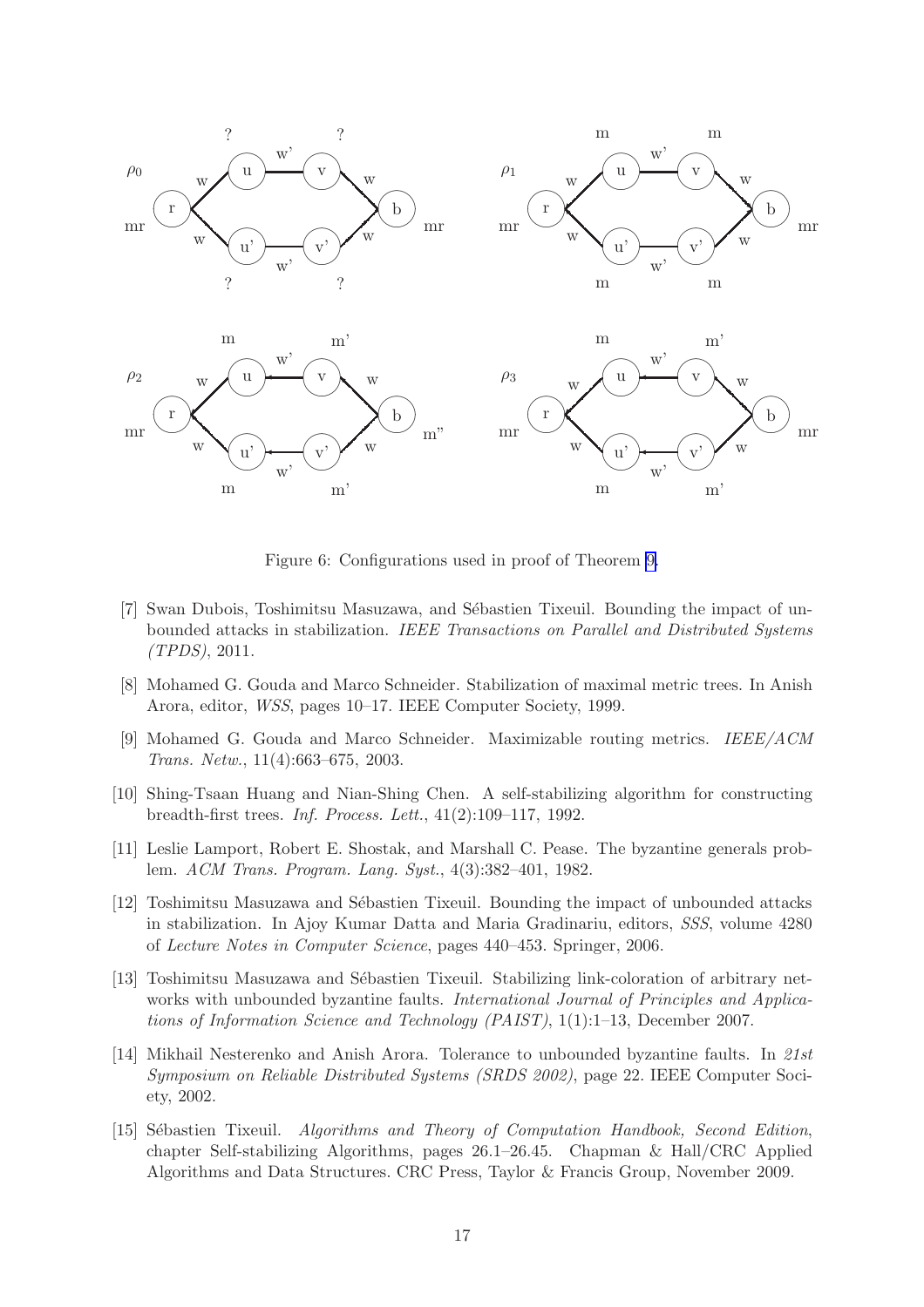Figure 6: Configurations used in proof of Theorem 9.

[7] Swan Dubois, Toshimitsu Masuzawa, and Sébastien Tixeuil. Bounding the impact of unbounded attacks in stabilization. *IEEE Transactions on Parallel and Distributed Systems (TPDS)*, 2011.

[8] Mohamed G. Gouda and Marco Schneider. Stabilization of maximal metric trees. In Anish Arora, editor, *WSS*, pages 10–17. IEEE Computer Society, 1999.

[9] Mohamed G. Gouda and Marco Schneider. Maximizable routing metrics. *IEEE/ACM Trans. Netw.*, 11(4):663–675, 2003.

[10] Shing-Tsaan Huang and Nian-Shing Chen. A self-stabilizing algorithm for constructing breadth-first trees. *Inf. Process. Lett.*, 41(2):109–117, 1992.

[11] Leslie Lamport, Robert E. Shostak, and Marshall C. Pease. The byzantine generals problem. *ACM Trans. Program. Lang. Syst.*, 4(3):382–401, 1982.

[12] Toshimitsu Masuzawa and Sébastien Tixeuil. Bounding the impact of unbounded attacks in stabilization. In Ajoy Kumar Datta and Maria Gradinariu, editors, *SSS*, volume 4280 of *Lecture Notes in Computer Science*, pages 440–453. Springer, 2006.

[13] Toshimitsu Masuzawa and Sébastien Tixeuil. Stabilizing link-coloration of arbitrary networks with unbounded byzantine faults. *International Journal of Principles and Applications of Information Science and Technology (PAIST)*, 1(1):1–13, December 2007.

[14] Mikhail Nesterenko and Anish Arora. Tolerance to unbounded byzantine faults. In *21st Symposium on Reliable Distributed Systems (SRDS 2002)*, page 22. IEEE Computer Society, 2002.

[15] Sébastien Tixeuil. *Algorithms and Theory of Computation Handbook, Second Edition*, chapter Self-stabilizing Algorithms, pages 26.1–26.45. Chapman & Hall/CRC Applied Algorithms and Data Structures. CRC Press, Taylor & Francis Group, November 2009.